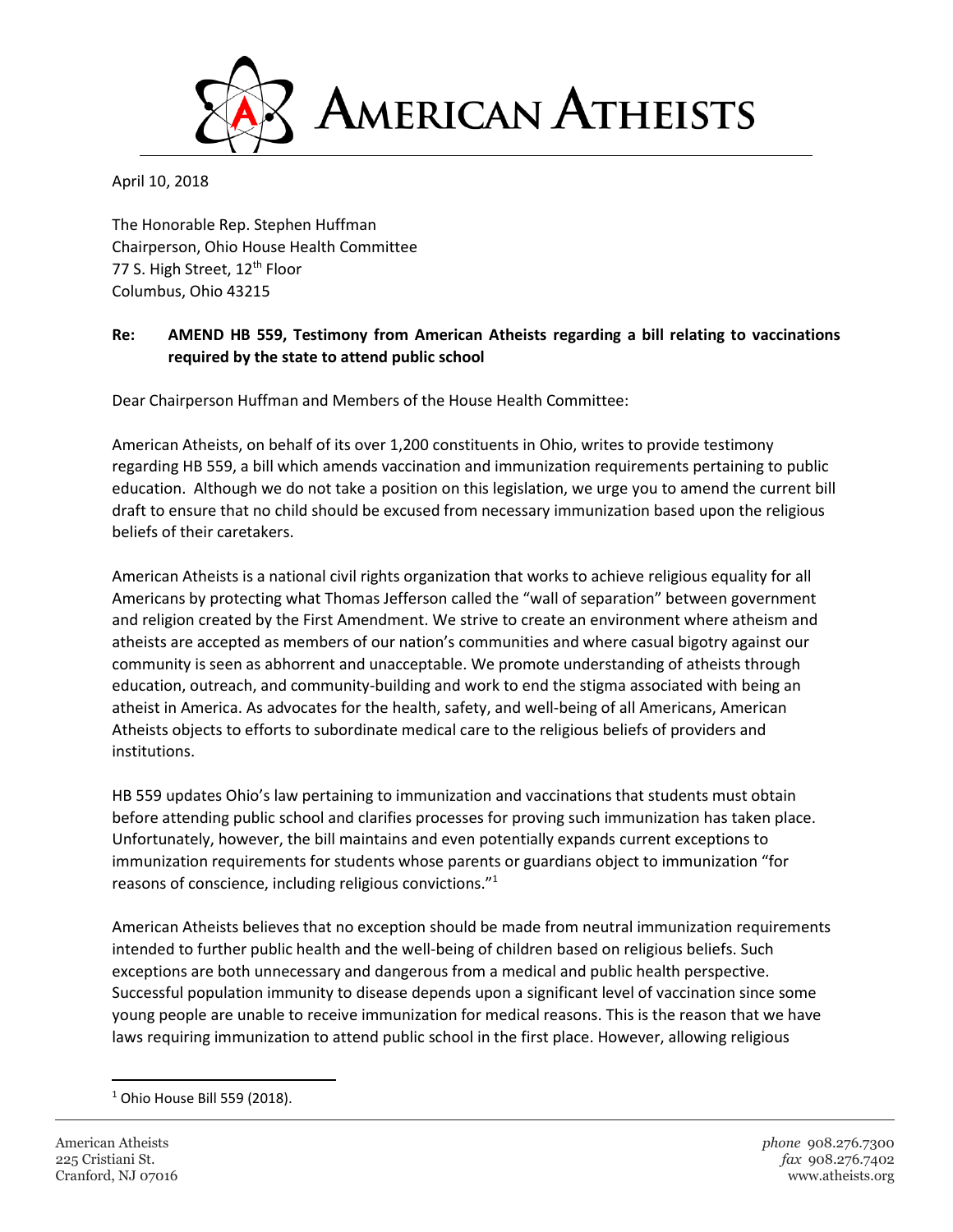# AMERICAN ATHEISTS

April 10, 2018

The Honorable Rep. Stephen Huffman
Chairperson, Ohio House Health Committee
77 S. High Street, 12th Floor
Columbus, Ohio 43215

**Re: AMEND HB 559, Testimony from American Atheists regarding a bill relating to vaccinations required by the state to attend public school**

Dear Chairperson Huffman and Members of the House Health Committee:

American Atheists, on behalf of its over 1,200 constituents in Ohio, writes to provide testimony regarding HB 559, a bill which amends vaccination and immunization requirements pertaining to public education. Although we do not take a position on this legislation, we urge you to amend the current bill draft to ensure that no child should be excused from necessary immunization based upon the religious beliefs of their caretakers.

American Atheists is a national civil rights organization that works to achieve religious equality for all Americans by protecting what Thomas Jefferson called the "wall of separation" between government and religion created by the First Amendment. We strive to create an environment where atheism and atheists are accepted as members of our nation's communities and where casual bigotry against our community is seen as abhorrent and unacceptable. We promote understanding of atheists through education, outreach, and community-building and work to end the stigma associated with being an atheist in America. As advocates for the health, safety, and well-being of all Americans, American Atheists objects to efforts to subordinate medical care to the religious beliefs of providers and institutions.

HB 559 updates Ohio's law pertaining to immunization and vaccinations that students must obtain before attending public school and clarifies processes for proving such immunization has taken place. Unfortunately, however, the bill maintains and even potentially expands current exceptions to immunization requirements for students whose parents or guardians object to immunization "for reasons of conscience, including religious convictions."[1]

American Atheists believes that no exception should be made from neutral immunization requirements intended to further public health and the well-being of children based on religious beliefs. Such exceptions are both unnecessary and dangerous from a medical and public health perspective. Successful population immunity to disease depends upon a significant level of vaccination since some young people are unable to receive immunization for medical reasons. This is the reason that we have laws requiring immunization to attend public school in the first place. However, allowing religious

[1] Ohio House Bill 559 (2018).

American Atheists
225 Cristiani St.
Cranford, NJ 07016

*phone* 908.276.7300
*fax* 908.276.7402
www.atheists.org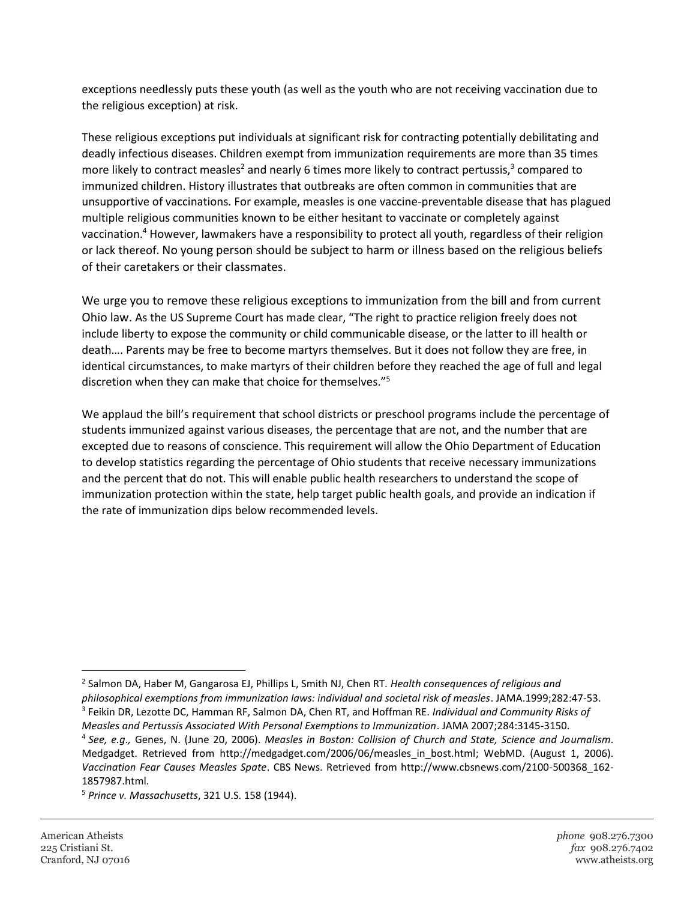exceptions needlessly puts these youth (as well as the youth who are not receiving vaccination due to the religious exception) at risk.

These religious exceptions put individuals at significant risk for contracting potentially debilitating and deadly infectious diseases. Children exempt from immunization requirements are more than 35 times more likely to contract measles[2] and nearly 6 times more likely to contract pertussis,[3] compared to immunized children. History illustrates that outbreaks are often common in communities that are unsupportive of vaccinations. For example, measles is one vaccine-preventable disease that has plagued multiple religious communities known to be either hesitant to vaccinate or completely against vaccination.[4] However, lawmakers have a responsibility to protect all youth, regardless of their religion or lack thereof. No young person should be subject to harm or illness based on the religious beliefs of their caretakers or their classmates.

We urge you to remove these religious exceptions to immunization from the bill and from current Ohio law. As the US Supreme Court has made clear, "The right to practice religion freely does not include liberty to expose the community or child communicable disease, or the latter to ill health or death…. Parents may be free to become martyrs themselves. But it does not follow they are free, in identical circumstances, to make martyrs of their children before they reached the age of full and legal discretion when they can make that choice for themselves."[5]

We applaud the bill's requirement that school districts or preschool programs include the percentage of students immunized against various diseases, the percentage that are not, and the number that are excepted due to reasons of conscience. This requirement will allow the Ohio Department of Education to develop statistics regarding the percentage of Ohio students that receive necessary immunizations and the percent that do not. This will enable public health researchers to understand the scope of immunization protection within the state, help target public health goals, and provide an indication if the rate of immunization dips below recommended levels.

---

[2] Salmon DA, Haber M, Gangarosa EJ, Phillips L, Smith NJ, Chen RT. *Health consequences of religious and philosophical exemptions from immunization laws: individual and societal risk of measles*. JAMA.1999;282:47-53.

[3] Feikin DR, Lezotte DC, Hamman RF, Salmon DA, Chen RT, and Hoffman RE. *Individual and Community Risks of Measles and Pertussis Associated With Personal Exemptions to Immunization*. JAMA 2007;284:3145-3150.

[4] *See, e.g.,* Genes, N. (June 20, 2006). *Measles in Boston: Collision of Church and State, Science and Journalism*. Medgadget. Retrieved from http://medgadget.com/2006/06/measles_in_bost.html; WebMD. (August 1, 2006). *Vaccination Fear Causes Measles Spate*. CBS News. Retrieved from http://www.cbsnews.com/2100-500368_162-1857987.html.

[5] *Prince v. Massachusetts*, 321 U.S. 158 (1944).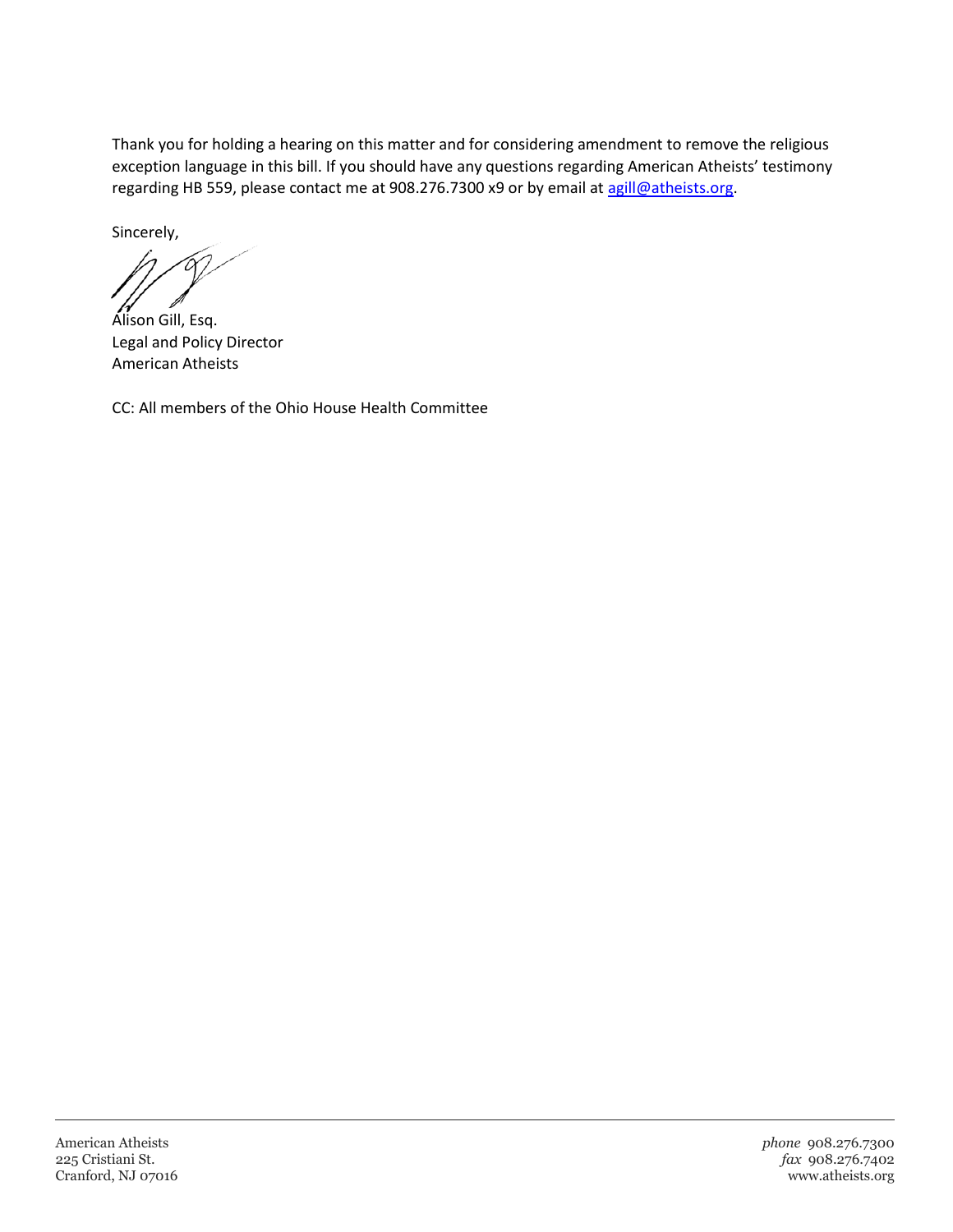Thank you for holding a hearing on this matter and for considering amendment to remove the religious exception language in this bill. If you should have any questions regarding American Atheists' testimony regarding HB 559, please contact me at 908.276.7300 x9 or by email at agill@atheists.org.

Sincerely,

Alison Gill, Esq.
Legal and Policy Director
American Atheists

CC: All members of the Ohio House Health Committee

American Atheists
225 Cristiani St.
Cranford, NJ 07016

*phone* 908.276.7300
*fax* 908.276.7402
www.atheists.org